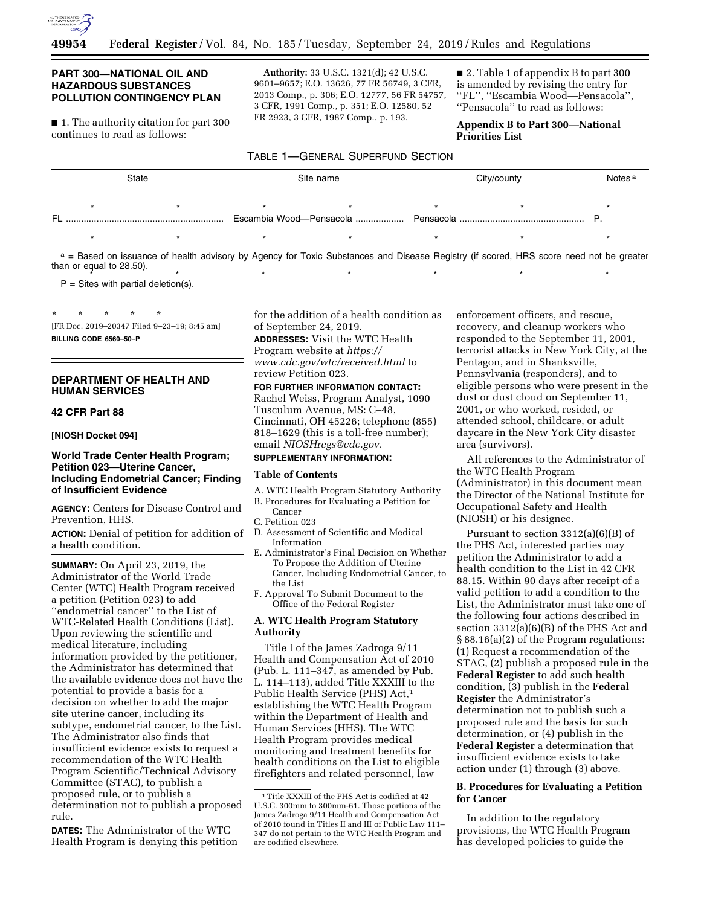## PART 300—NATIONAL OIL AND HAZARDOUS SUBSTANCES POLLUTION CONTINGENCY PLAN

■ 1. The authority citation for part 300 continues to read as follows:

**Authority:** 33 U.S.C. 1321(d); 42 U.S.C. 9601–9657; E.O. 13626, 77 FR 56749, 3 CFR, 2013 Comp., p. 306; E.O. 12777, 56 FR 54757, 3 CFR, 1991 Comp., p. 351; E.O. 12580, 52 FR 2923, 3 CFR, 1987 Comp., p. 193.

■ 2. Table 1 of appendix B to part 300 is amended by revising the entry for ''FL'', ''Escambia Wood—Pensacola'', ''Pensacola'' to read as follows:

**Appendix B to Part 300—National Priorities List**

TABLE 1—GENERAL SUPERFUND SECTION

| State | Site name | City/county | Notes[a] |
|---|---|---|---|
| * * | * * | * * | * |
| FL | Escambia Wood—Pensacola | Pensacola | P. |
| * * | * * | * * | * |

[a] = Based on issuance of health advisory by Agency for Toxic Substances and Disease Registry (if scored, HRS score need not be greater than or equal to 28.50).

\* \* \* \* \* \* \*

P = Sites with partial deletion(s).

\* \* \* \* \*

[FR Doc. 2019–20347 Filed 9–23–19; 8:45 am]

**BILLING CODE 6560–50–P**

## DEPARTMENT OF HEALTH AND HUMAN SERVICES

### 42 CFR Part 88

**[NIOSH Docket 094]**

### World Trade Center Health Program; Petition 023—Uterine Cancer, Including Endometrial Cancer; Finding of Insufficient Evidence

**AGENCY:** Centers for Disease Control and Prevention, HHS.

**ACTION:** Denial of petition for addition of a health condition.

**SUMMARY:** On April 23, 2019, the Administrator of the World Trade Center (WTC) Health Program received a petition (Petition 023) to add ''endometrial cancer'' to the List of WTC-Related Health Conditions (List). Upon reviewing the scientific and medical literature, including information provided by the petitioner, the Administrator has determined that the available evidence does not have the potential to provide a basis for a decision on whether to add the major site uterine cancer, including its subtype, endometrial cancer, to the List. The Administrator also finds that insufficient evidence exists to request a recommendation of the WTC Health Program Scientific/Technical Advisory Committee (STAC), to publish a proposed rule, or to publish a determination not to publish a proposed rule.

**DATES:** The Administrator of the WTC Health Program is denying this petition for the addition of a health condition as of September 24, 2019.

**ADDRESSES:** Visit the WTC Health Program website at *https://www.cdc.gov/wtc/received.html* to review Petition 023.

**FOR FURTHER INFORMATION CONTACT:** Rachel Weiss, Program Analyst, 1090 Tusculum Avenue, MS: C–48, Cincinnati, OH 45226; telephone (855) 818–1629 (this is a toll-free number); email *NIOSHregs@cdc.gov.*

**SUPPLEMENTARY INFORMATION:**

**Table of Contents**

A. WTC Health Program Statutory Authority
B. Procedures for Evaluating a Petition for Cancer
C. Petition 023
D. Assessment of Scientific and Medical Information
E. Administrator's Final Decision on Whether To Propose the Addition of Uterine Cancer, Including Endometrial Cancer, to the List
F. Approval To Submit Document to the Office of the Federal Register

### A. WTC Health Program Statutory Authority

Title I of the James Zadroga 9/11 Health and Compensation Act of 2010 (Pub. L. 111–347, as amended by Pub. L. 114–113), added Title XXXIII to the Public Health Service (PHS) Act,[1] establishing the WTC Health Program within the Department of Health and Human Services (HHS). The WTC Health Program provides medical monitoring and treatment benefits for health conditions on the List to eligible firefighters and related personnel, law enforcement officers, and rescue, recovery, and cleanup workers who responded to the September 11, 2001, terrorist attacks in New York City, at the Pentagon, and in Shanksville, Pennsylvania (responders), and to eligible persons who were present in the dust or dust cloud on September 11, 2001, or who worked, resided, or attended school, childcare, or adult daycare in the New York City disaster area (survivors).

All references to the Administrator of the WTC Health Program (Administrator) in this document mean the Director of the National Institute for Occupational Safety and Health (NIOSH) or his designee.

Pursuant to section 3312(a)(6)(B) of the PHS Act, interested parties may petition the Administrator to add a health condition to the List in 42 CFR 88.15. Within 90 days after receipt of a valid petition to add a condition to the List, the Administrator must take one of the following four actions described in section 3312(a)(6)(B) of the PHS Act and § 88.16(a)(2) of the Program regulations: (1) Request a recommendation of the STAC, (2) publish a proposed rule in the **Federal Register** to add such health condition, (3) publish in the **Federal Register** the Administrator's determination not to publish such a proposed rule and the basis for such determination, or (4) publish in the **Federal Register** a determination that insufficient evidence exists to take action under (1) through (3) above.

### B. Procedures for Evaluating a Petition for Cancer

In addition to the regulatory provisions, the WTC Health Program has developed policies to guide the

[1] Title XXXIII of the PHS Act is codified at 42 U.S.C. 300mm to 300mm-61. Those portions of the James Zadroga 9/11 Health and Compensation Act of 2010 found in Titles II and III of Public Law 111–347 do not pertain to the WTC Health Program and are codified elsewhere.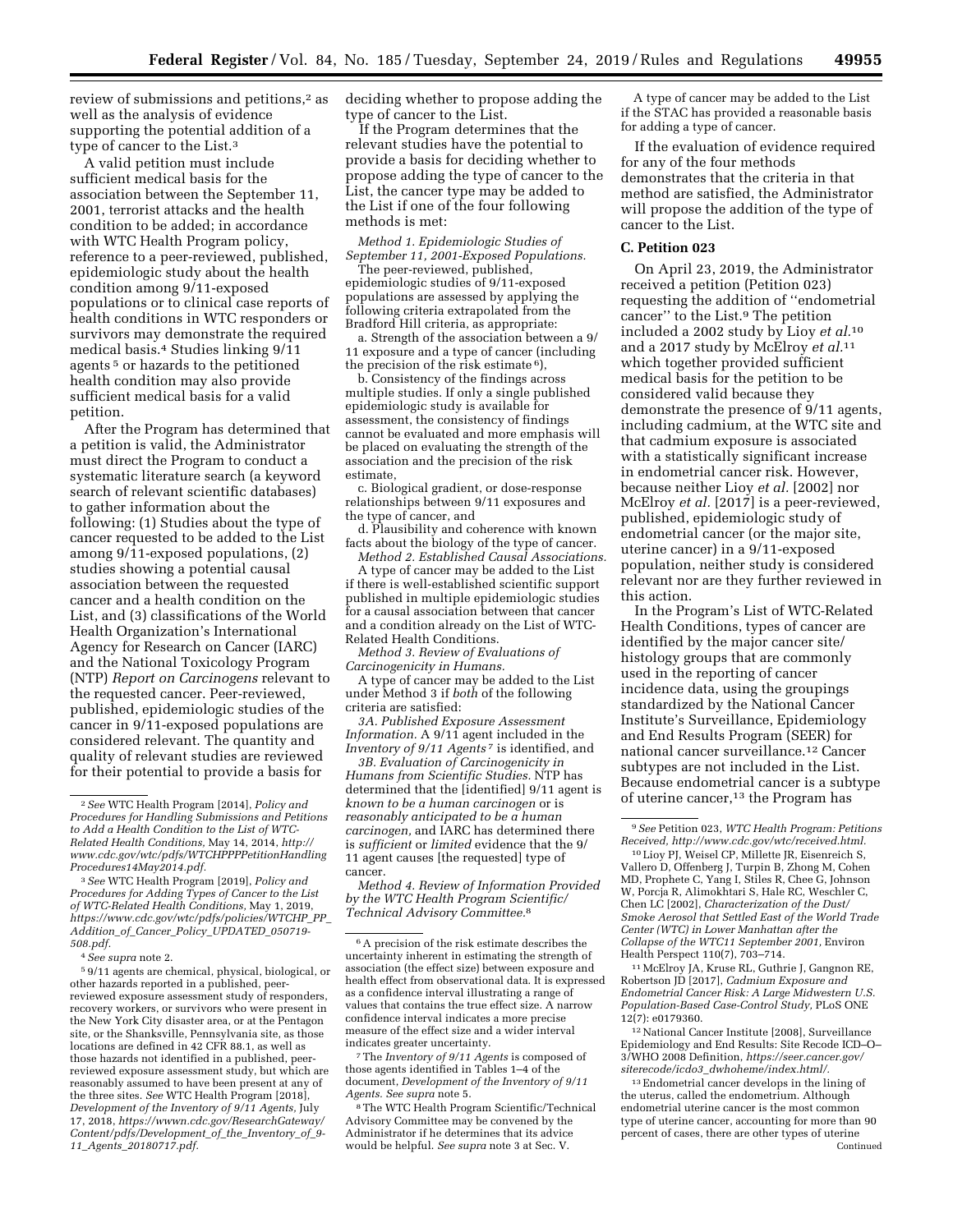review of submissions and petitions,[2] as well as the analysis of evidence supporting the potential addition of a type of cancer to the List.[3]

A valid petition must include sufficient medical basis for the association between the September 11, 2001, terrorist attacks and the health condition to be added; in accordance with WTC Health Program policy, reference to a peer-reviewed, published, epidemiologic study about the health condition among 9/11-exposed populations or to clinical case reports of health conditions in WTC responders or survivors may demonstrate the required medical basis.[4] Studies linking 9/11 agents [5] or hazards to the petitioned health condition may also provide sufficient medical basis for a valid petition.

After the Program has determined that a petition is valid, the Administrator must direct the Program to conduct a systematic literature search (a keyword search of relevant scientific databases) to gather information about the following: (1) Studies about the type of cancer requested to be added to the List among 9/11-exposed populations, (2) studies showing a potential causal association between the requested cancer and a health condition on the List, and (3) classifications of the World Health Organization's International Agency for Research on Cancer (IARC) and the National Toxicology Program (NTP) *Report on Carcinogens* relevant to the requested cancer. Peer-reviewed, published, epidemiologic studies of the cancer in 9/11-exposed populations are considered relevant. The quantity and quality of relevant studies are reviewed for their potential to provide a basis for deciding whether to propose adding the type of cancer to the List.

If the Program determines that the relevant studies have the potential to provide a basis for deciding whether to propose adding the type of cancer to the List, the cancer type may be added to the List if one of the four following methods is met:

*Method 1. Epidemiologic Studies of September 11, 2001-Exposed Populations.*

The peer-reviewed, published, epidemiologic studies of 9/11-exposed populations are assessed by applying the following criteria extrapolated from the Bradford Hill criteria, as appropriate:

a. Strength of the association between a 9/11 exposure and a type of cancer (including the precision of the risk estimate [6]),

b. Consistency of the findings across multiple studies. If only a single published epidemiologic study is available for assessment, the consistency of findings cannot be evaluated and more emphasis will be placed on evaluating the strength of the association and the precision of the risk estimate,

c. Biological gradient, or dose-response relationships between 9/11 exposures and the type of cancer, and

d. Plausibility and coherence with known facts about the biology of the type of cancer.

*Method 2. Established Causal Associations.*

A type of cancer may be added to the List if there is well-established scientific support published in multiple epidemiologic studies for a causal association between that cancer and a condition already on the List of WTC-Related Health Conditions.

*Method 3. Review of Evaluations of Carcinogenicity in Humans.*

A type of cancer may be added to the List under Method 3 if *both* of the following criteria are satisfied:

*3A. Published Exposure Assessment Information.* A 9/11 agent included in the *Inventory of 9/11 Agents* [7] is identified, and

*3B. Evaluation of Carcinogenicity in Humans from Scientific Studies.* NTP has determined that the [identified] 9/11 agent is *known to be a human carcinogen* or is *reasonably anticipated to be a human carcinogen,* and IARC has determined there is *sufficient* or *limited* evidence that the 9/11 agent causes [the requested] type of cancer.

*Method 4. Review of Information Provided by the WTC Health Program Scientific/Technical Advisory Committee.*[8]

A type of cancer may be added to the List if the STAC has provided a reasonable basis for adding a type of cancer.

If the evaluation of evidence required for any of the four methods demonstrates that the criteria in that method are satisfied, the Administrator will propose the addition of the type of cancer to the List.

### C. Petition 023

On April 23, 2019, the Administrator received a petition (Petition 023) requesting the addition of "endometrial cancer" to the List.[9] The petition included a 2002 study by Lioy *et al.*[10] and a 2017 study by McElroy *et al.*[11] which together provided sufficient medical basis for the petition to be considered valid because they demonstrate the presence of 9/11 agents, including cadmium, at the WTC site and that cadmium exposure is associated with a statistically significant increase in endometrial cancer risk. However, because neither Lioy *et al.* [2002] nor McElroy *et al.* [2017] is a peer-reviewed, published, epidemiologic study of endometrial cancer (or the major site, uterine cancer) in a 9/11-exposed population, neither study is considered relevant nor are they further reviewed in this action.

In the Program's List of WTC-Related Health Conditions, types of cancer are identified by the major cancer site/histology groups that are commonly used in the reporting of cancer incidence data, using the groupings standardized by the National Cancer Institute's Surveillance, Epidemiology and End Results Program (SEER) for national cancer surveillance.[12] Cancer subtypes are not included in the List. Because endometrial cancer is a subtype of uterine cancer,[13] the Program has

---

[2] *See* WTC Health Program [2014], *Policy and Procedures for Handling Submissions and Petitions to Add a Health Condition to the List of WTC-Related Health Conditions,* May 14, 2014, *http://www.cdc.gov/wtc/pdfs/WTCHPPPPetitionHandlingProcedures14May2014.pdf.*

[3] *See* WTC Health Program [2019], *Policy and Procedures for Adding Types of Cancer to the List of WTC-Related Health Conditions,* May 1, 2019, *https://www.cdc.gov/wtc/pdfs/policies/WTCHP_PP_Addition_of_Cancer_Policy_UPDATED_050719-508.pdf.*

[4] *See supra* note 2.

[5] 9/11 agents are chemical, physical, biological, or other hazards reported in a published, peer-reviewed exposure assessment study of responders, recovery workers, or survivors who were present in the New York City disaster area, or at the Pentagon site, or the Shanksville, Pennsylvania site, as those locations are defined in 42 CFR 88.1, as well as those hazards not identified in a published, peer-reviewed exposure assessment study, but which are reasonably assumed to have been present at any of the three sites. *See* WTC Health Program [2018], *Development of the Inventory of 9/11 Agents,* July 17, 2018, *https://wwwn.cdc.gov/ResearchGateway/Content/pdfs/Development_of_the_Inventory_of_9-11_Agents_20180717.pdf.*

[6] A precision of the risk estimate describes the uncertainty inherent in estimating the strength of association (the effect size) between exposure and health effect from observational data. It is expressed as a confidence interval illustrating a range of values that contains the true effect size. A narrow confidence interval indicates a more precise measure of the effect size and a wider interval indicates greater uncertainty.

[7] The *Inventory of 9/11 Agents* is composed of those agents identified in Tables 1–4 of the document, *Development of the Inventory of 9/11 Agents. See supra* note 5.

[8] The WTC Health Program Scientific/Technical Advisory Committee may be convened by the Administrator if he determines that its advice would be helpful. *See supra* note 3 at Sec. V.

[9] *See* Petition 023, *WTC Health Program: Petitions Received, http://www.cdc.gov/wtc/received.html.*

[10] Lioy PJ, Weisel CP, Millette JR, Eisenreich S, Vallero D, Offenberg J, Turpin B, Zhong M, Cohen MD, Prophete C, Yang I, Stiles R, Chee G, Johnson W, Porcja R, Alimokhtari S, Hale RC, Weschler C, Chen LC [2002], *Characterization of the Dust/Smoke Aerosol that Settled East of the World Trade Center (WTC) in Lower Manhattan after the Collapse of the WTC11 September 2001,* Environ Health Perspect 110(7), 703–714.

[11] McElroy JA, Kruse RL, Guthrie J, Gangnon RE, Robertson JD [2017], *Cadmium Exposure and Endometrial Cancer Risk: A Large Midwestern U.S. Population-Based Case-Control Study,* PLoS ONE 12(7): e0179360.

[12] National Cancer Institute [2008], Surveillance Epidemiology and End Results: Site Recode ICD–O–3/WHO 2008 Definition, *https://seer.cancer.gov/siterecode/icdo3_dwhoheme/index.html/.*

[13] Endometrial cancer develops in the lining of the uterus, called the endometrium. Although endometrial uterine cancer is the most common type of uterine cancer, accounting for more than 90 percent of cases, there are other types of uterine

Continued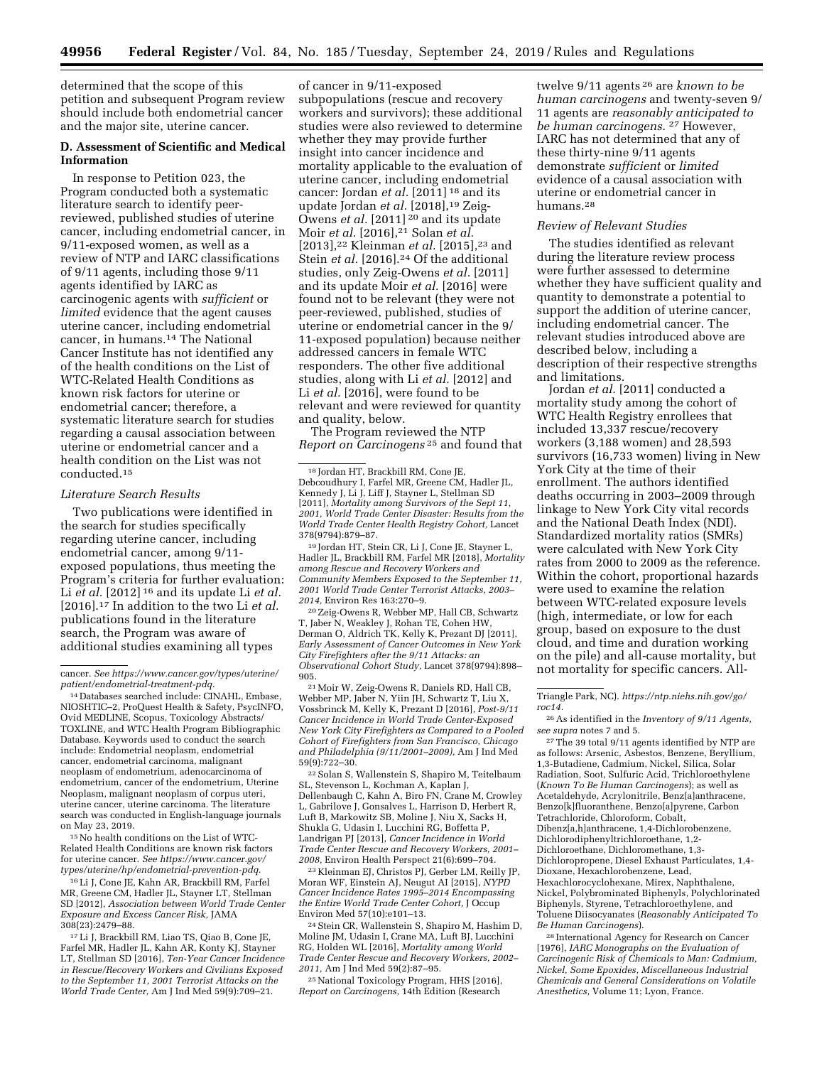determined that the scope of this petition and subsequent Program review should include both endometrial cancer and the major site, uterine cancer.

### D. Assessment of Scientific and Medical Information

In response to Petition 023, the Program conducted both a systematic literature search to identify peer-reviewed, published studies of uterine cancer, including endometrial cancer, in 9/11-exposed women, as well as a review of NTP and IARC classifications of 9/11 agents, including those 9/11 agents identified by IARC as carcinogenic agents with *sufficient* or *limited* evidence that the agent causes uterine cancer, including endometrial cancer, in humans.[14] The National Cancer Institute has not identified any of the health conditions on the List of WTC-Related Health Conditions as known risk factors for uterine or endometrial cancer; therefore, a systematic literature search for studies regarding a causal association between uterine or endometrial cancer and a health condition on the List was not conducted.[15]

#### *Literature Search Results*

Two publications were identified in the search for studies specifically regarding uterine cancer, including endometrial cancer, among 9/11-exposed populations, thus meeting the Program's criteria for further evaluation: Li *et al.* [2012][16] and its update Li *et al.* [2016].[17] In addition to the two Li *et al.* publications found in the literature search, the Program was aware of additional studies examining all types of cancer in 9/11-exposed subpopulations (rescue and recovery workers and survivors); these additional studies were also reviewed to determine whether they may provide further insight into cancer incidence and mortality applicable to the evaluation of uterine cancer, including endometrial cancer: Jordan *et al.* [2011][18] and its update Jordan *et al.* [2018],[19] Zeig-Owens *et al.* [2011][20] and its update Moir *et al.* [2016],[21] Solan *et al.* [2013],[22] Kleinman *et al.* [2015],[23] and Stein *et al.* [2016].[24] Of the additional studies, only Zeig-Owens *et al.* [2011] and its update Moir *et al.* [2016] were found not to be relevant (they were not peer-reviewed, published, studies of uterine or endometrial cancer in the 9/11-exposed population) because neither addressed cancers in female WTC responders. The other five additional studies, along with Li *et al.* [2012] and Li *et al.* [2016], were found to be relevant and were reviewed for quantity and quality, below.

The Program reviewed the NTP *Report on Carcinogens*[25] and found that twelve 9/11 agents[26] are *known to be human carcinogens* and twenty-seven 9/11 agents are *reasonably anticipated to be human carcinogens.*[27] However, IARC has not determined that any of these thirty-nine 9/11 agents demonstrate *sufficient* or *limited* evidence of a causal association with uterine or endometrial cancer in humans.[28]

#### *Review of Relevant Studies*

The studies identified as relevant during the literature review process were further assessed to determine whether they have sufficient quality and quantity to demonstrate a potential to support the addition of uterine cancer, including endometrial cancer. The relevant studies introduced above are described below, including a description of their respective strengths and limitations.

Jordan *et al.* [2011] conducted a mortality study among the cohort of WTC Health Registry enrollees that included 13,337 rescue/recovery workers (3,188 women) and 28,593 survivors (16,733 women) living in New York City at the time of their enrollment. The authors identified deaths occurring in 2003–2009 through linkage to New York City vital records and the National Death Index (NDI). Standardized mortality ratios (SMRs) were calculated with New York City rates from 2000 to 2009 as the reference. Within the cohort, proportional hazards were used to examine the relation between WTC-related exposure levels (high, intermediate, or low for each group, based on exposure to the dust cloud, and time and duration working on the pile) and all-cause mortality, but not mortality for specific cancers. All-

---

cancer. *See https://www.cancer.gov/types/uterine/patient/endometrial-treatment-pdq.*

[14] Databases searched include: CINAHL, Embase, NIOSHTIC–2, ProQuest Health & Safety, PsycINFO, Ovid MEDLINE, Scopus, Toxicology Abstracts/TOXLINE, and WTC Health Program Bibliographic Database. Keywords used to conduct the search include: Endometrial neoplasm, endometrial cancer, endometrial carcinoma, malignant neoplasm of endometrium, adenocarcinoma of endometrium, cancer of the endometrium, Uterine Neoplasm, malignant neoplasm of corpus uteri, uterine cancer, uterine carcinoma. The literature search was conducted in English-language journals on May 23, 2019.

[15] No health conditions on the List of WTC-Related Health Conditions are known risk factors for uterine cancer. *See https://www.cancer.gov/types/uterine/hp/endometrial-prevention-pdq.*

[16] Li J, Cone JE, Kahn AR, Brackbill RM, Farfel MR, Greene CM, Hadler JL, Stayner LT, Stellman SD [2012], *Association between World Trade Center Exposure and Excess Cancer Risk,* JAMA 308(23):2479–88.

[17] Li J, Brackbill RM, Liao TS, Qiao B, Cone JE, Farfel MR, Hadler JL, Kahn AR, Konty KJ, Stayner LT, Stellman SD [2016], *Ten-Year Cancer Incidence in Rescue/Recovery Workers and Civilians Exposed to the September 11, 2001 Terrorist Attacks on the World Trade Center,* Am J Ind Med 59(9):709–21.

[18] Jordan HT, Brackbill RM, Cone JE, Debcoudhury I, Farfel MR, Greene CM, Hadler JL, Kennedy J, Li J, Liff J, Stayner L, Stellman SD [2011], *Mortality among Survivors of the Sept 11, 2001, World Trade Center Disaster: Results from the World Trade Center Health Registry Cohort,* Lancet 378(9794):879–87.

[19] Jordan HT, Stein CR, Li J, Cone JE, Stayner L, Hadler JL, Brackbill RM, Farfel MR [2018], *Mortality among Rescue and Recovery Workers and Community Members Exposed to the September 11, 2001 World Trade Center Terrorist Attacks, 2003–2014,* Environ Res 163:270–9.

[20] Zeig-Owens R, Webber MP, Hall CB, Schwartz T, Jaber N, Weakley J, Rohan TE, Cohen HW, Derman O, Aldrich TK, Kelly K, Prezant DJ [2011], *Early Assessment of Cancer Outcomes in New York City Firefighters after the 9/11 Attacks: an Observational Cohort Study,* Lancet 378(9794):898–905.

[21] Moir W, Zeig-Owens R, Daniels RD, Hall CB, Webber MP, Jaber N, Yiin JH, Schwartz T, Liu X, Vossbrinck M, Kelly K, Prezant D [2016], *Post-9/11 Cancer Incidence in World Trade Center-Exposed New York City Firefighters as Compared to a Pooled Cohort of Firefighters from San Francisco, Chicago and Philadelphia (9/11/2001–2009),* Am J Ind Med 59(9):722–30.

[22] Solan S, Wallenstein S, Shapiro M, Teitelbaum SL, Stevenson L, Kochman A, Kaplan J, Dellenbaugh C, Kahn A, Biro FN, Crane M, Crowley L, Gabrilove J, Gonsalves L, Harrison D, Herbert R, Luft B, Markowitz SB, Moline J, Niu X, Sacks H, Shukla G, Udasin I, Lucchini RG, Boffetta P, Landrigan PJ [2013], *Cancer Incidence in World Trade Center Rescue and Recovery Workers, 2001–2008,* Environ Health Perspect 21(6):699–704.

[23] Kleinman EJ, Christos PJ, Gerber LM, Reilly JP, Moran WF, Einstein AJ, Neugut AI [2015], *NYPD Cancer Incidence Rates 1995–2014 Encompassing the Entire World Trade Center Cohort,* J Occup Environ Med 57(10):e101–13.

[24] Stein CR, Wallenstein S, Shapiro M, Hashim D, Moline JM, Udasin I, Crane MA, Luft BJ, Lucchini RG, Holden WL [2016], *Mortality among World Trade Center Rescue and Recovery Workers, 2002–2011,* Am J Ind Med 59(2):87–95.

[25] National Toxicology Program, HHS [2016], *Report on Carcinogens,* 14th Edition (Research Triangle Park, NC). *https://ntp.niehs.nih.gov/go/roc14.*

[26] As identified in the *Inventory of 9/11 Agents, see supra* notes 7 and 5.

[27] The 39 total 9/11 agents identified by NTP are as follows: Arsenic, Asbestos, Benzene, Beryllium, 1,3-Butadiene, Cadmium, Nickel, Silica, Solar Radiation, Soot, Sulfuric Acid, Trichloroethylene (*Known To Be Human Carcinogens*); as well as Acetaldehyde, Acrylonitrile, Benz[a]anthracene, Benzo[k]fluoranthene, Benzo[a]pyrene, Carbon Tetrachloride, Chloroform, Cobalt, Dibenz[a,h]anthracene, 1,4-Dichlorobenzene, Dichlorodiphenyltrichloroethane, 1,2-Dichloroethane, Dichloromethane, 1,3-Dichloropropene, Diesel Exhaust Particulates, 1,4-Dioxane, Hexachlorobenzene, Lead, Hexachlorocyclohexane, Mirex, Naphthalene, Nickel, Polybrominated Biphenyls, Polychlorinated Biphenyls, Styrene, Tetrachloroethylene, and Toluene Diisocyanates (*Reasonably Anticipated To Be Human Carcinogens*).

[28] International Agency for Research on Cancer [1976], *IARC Monographs on the Evaluation of Carcinogenic Risk of Chemicals to Man: Cadmium, Nickel, Some Epoxides, Miscellaneous Industrial Chemicals and General Considerations on Volatile Anesthetics,* Volume 11; Lyon, France.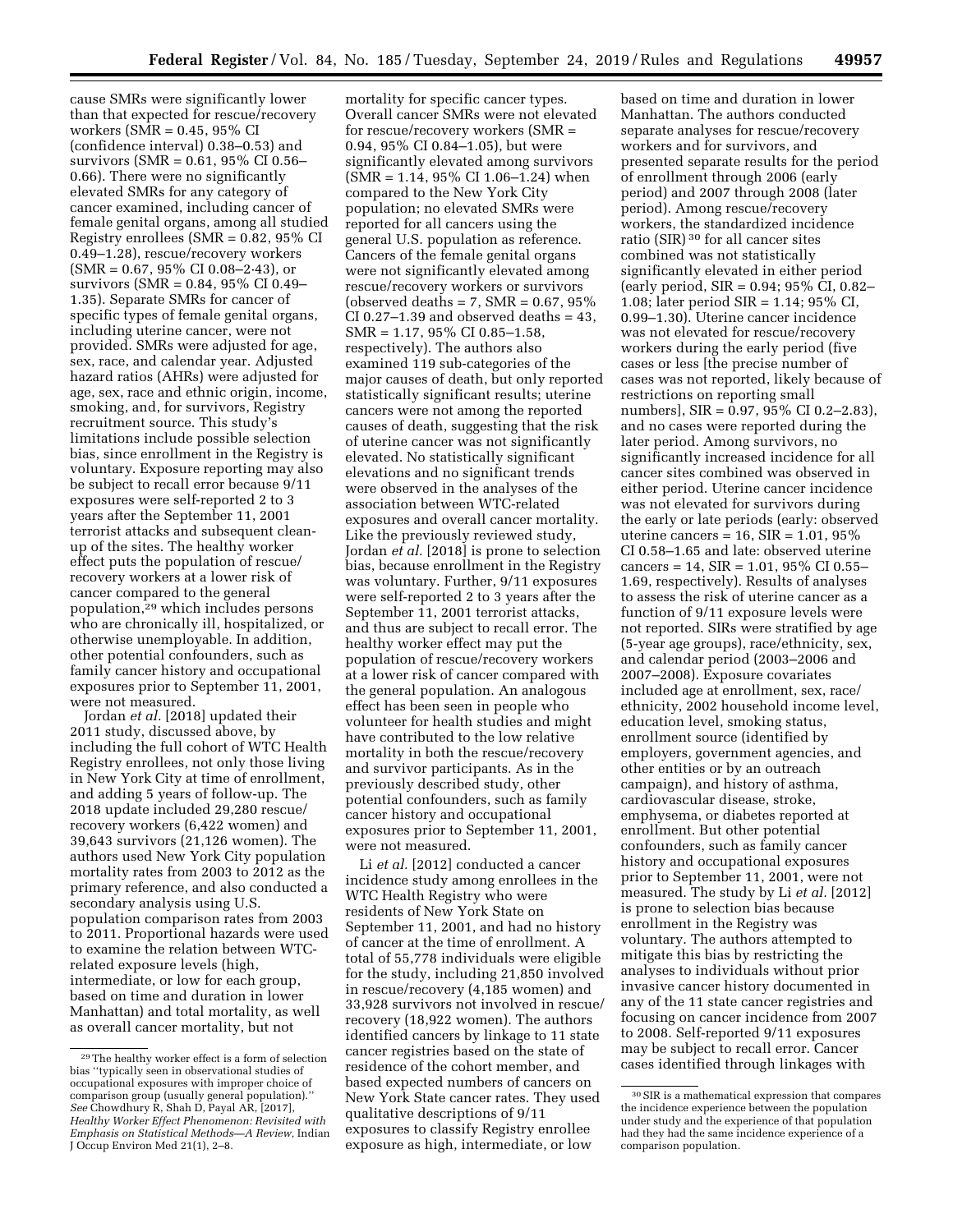cause SMRs were significantly lower than that expected for rescue/recovery workers (SMR = 0.45, 95% CI (confidence interval) 0.38–0.53) and survivors (SMR = 0.61, 95% CI 0.56–0.66). There were no significantly elevated SMRs for any category of cancer examined, including cancer of female genital organs, among all studied Registry enrollees (SMR = 0.82, 95% CI 0.49–1.28), rescue/recovery workers (SMR = 0.67, 95% CI 0.08–2·43), or survivors (SMR = 0.84, 95% CI 0.49–1.35). Separate SMRs for cancer of specific types of female genital organs, including uterine cancer, were not provided. SMRs were adjusted for age, sex, race, and calendar year. Adjusted hazard ratios (AHRs) were adjusted for age, sex, race and ethnic origin, income, smoking, and, for survivors, Registry recruitment source. This study's limitations include possible selection bias, since enrollment in the Registry is voluntary. Exposure reporting may also be subject to recall error because 9/11 exposures were self-reported 2 to 3 years after the September 11, 2001 terrorist attacks and subsequent clean-up of the sites. The healthy worker effect puts the population of rescue/recovery workers at a lower risk of cancer compared to the general population,[29] which includes persons who are chronically ill, hospitalized, or otherwise unemployable. In addition, other potential confounders, such as family cancer history and occupational exposures prior to September 11, 2001, were not measured.

Jordan *et al.* [2018] updated their 2011 study, discussed above, by including the full cohort of WTC Health Registry enrollees, not only those living in New York City at time of enrollment, and adding 5 years of follow-up. The 2018 update included 29,280 rescue/recovery workers (6,422 women) and 39,643 survivors (21,126 women). The authors used New York City population mortality rates from 2003 to 2012 as the primary reference, and also conducted a secondary analysis using U.S. population comparison rates from 2003 to 2011. Proportional hazards were used to examine the relation between WTC-related exposure levels (high, intermediate, or low for each group, based on time and duration in lower Manhattan) and total mortality, as well as overall cancer mortality, but not mortality for specific cancer types. Overall cancer SMRs were not elevated for rescue/recovery workers (SMR = 0.94, 95% CI 0.84–1.05), but were significantly elevated among survivors (SMR = 1.14, 95% CI 1.06–1.24) when compared to the New York City population; no elevated SMRs were reported for all cancers using the general U.S. population as reference. Cancers of the female genital organs were not significantly elevated among rescue/recovery workers or survivors (observed deaths = 7, SMR = 0.67, 95% CI 0.27–1.39 and observed deaths = 43, SMR = 1.17, 95% CI 0.85–1.58, respectively). The authors also examined 119 sub-categories of the major causes of death, but only reported statistically significant results; uterine cancers were not among the reported causes of death, suggesting that the risk of uterine cancer was not significantly elevated. No statistically significant elevations and no significant trends were observed in the analyses of the association between WTC-related exposures and overall cancer mortality. Like the previously reviewed study, Jordan *et al.* [2018] is prone to selection bias, because enrollment in the Registry was voluntary. Further, 9/11 exposures were self-reported 2 to 3 years after the September 11, 2001 terrorist attacks, and thus are subject to recall error. The healthy worker effect may put the population of rescue/recovery workers at a lower risk of cancer compared with the general population. An analogous effect has been seen in people who volunteer for health studies and might have contributed to the low relative mortality in both the rescue/recovery and survivor participants. As in the previously described study, other potential confounders, such as family cancer history and occupational exposures prior to September 11, 2001, were not measured.

Li *et al.* [2012] conducted a cancer incidence study among enrollees in the WTC Health Registry who were residents of New York State on September 11, 2001, and had no history of cancer at the time of enrollment. A total of 55,778 individuals were eligible for the study, including 21,850 involved in rescue/recovery (4,185 women) and 33,928 survivors not involved in rescue/recovery (18,922 women). The authors identified cancers by linkage to 11 state cancer registries based on the state of residence of the cohort member, and based expected numbers of cancers on New York State cancer rates. They used qualitative descriptions of 9/11 exposures to classify Registry enrollee exposure as high, intermediate, or low based on time and duration in lower Manhattan. The authors conducted separate analyses for rescue/recovery workers and for survivors, and presented separate results for the period of enrollment through 2006 (early period) and 2007 through 2008 (later period). Among rescue/recovery workers, the standardized incidence ratio (SIR)[30] for all cancer sites combined was not statistically significantly elevated in either period (early period, SIR = 0.94; 95% CI, 0.82–1.08; later period SIR = 1.14; 95% CI, 0.99–1.30). Uterine cancer incidence was not elevated for rescue/recovery workers during the early period (five cases or less [the precise number of cases was not reported, likely because of restrictions on reporting small numbers], SIR = 0.97, 95% CI 0.2–2.83), and no cases were reported during the later period. Among survivors, no significantly increased incidence for all cancer sites combined was observed in either period. Uterine cancer incidence was not elevated for survivors during the early or late periods (early: observed uterine cancers = 16, SIR = 1.01, 95% CI 0.58–1.65 and late: observed uterine cancers = 14, SIR = 1.01, 95% CI 0.55–1.69, respectively). Results of analyses to assess the risk of uterine cancer as a function of 9/11 exposure levels were not reported. SIRs were stratified by age (5-year age groups), race/ethnicity, sex, and calendar period (2003–2006 and 2007–2008). Exposure covariates included age at enrollment, sex, race/ethnicity, 2002 household income level, education level, smoking status, enrollment source (identified by employers, government agencies, and other entities or by an outreach campaign), and history of asthma, cardiovascular disease, stroke, emphysema, or diabetes reported at enrollment. But other potential confounders, such as family cancer history and occupational exposures prior to September 11, 2001, were not measured. The study by Li *et al.* [2012] is prone to selection bias because enrollment in the Registry was voluntary. The authors attempted to mitigate this bias by restricting the analyses to individuals without prior invasive cancer history documented in any of the 11 state cancer registries and focusing on cancer incidence from 2007 to 2008. Self-reported 9/11 exposures may be subject to recall error. Cancer cases identified through linkages with

[29] The healthy worker effect is a form of selection bias "typically seen in observational studies of occupational exposures with improper choice of comparison group (usually general population)." *See* Chowdhury R, Shah D, Payal AR, [2017], *Healthy Worker Effect Phenomenon: Revisited with Emphasis on Statistical Methods—A Review,* Indian J Occup Environ Med 21(1), 2–8.

[30] SIR is a mathematical expression that compares the incidence experience between the population under study and the experience of that population had they had the same incidence experience of a comparison population.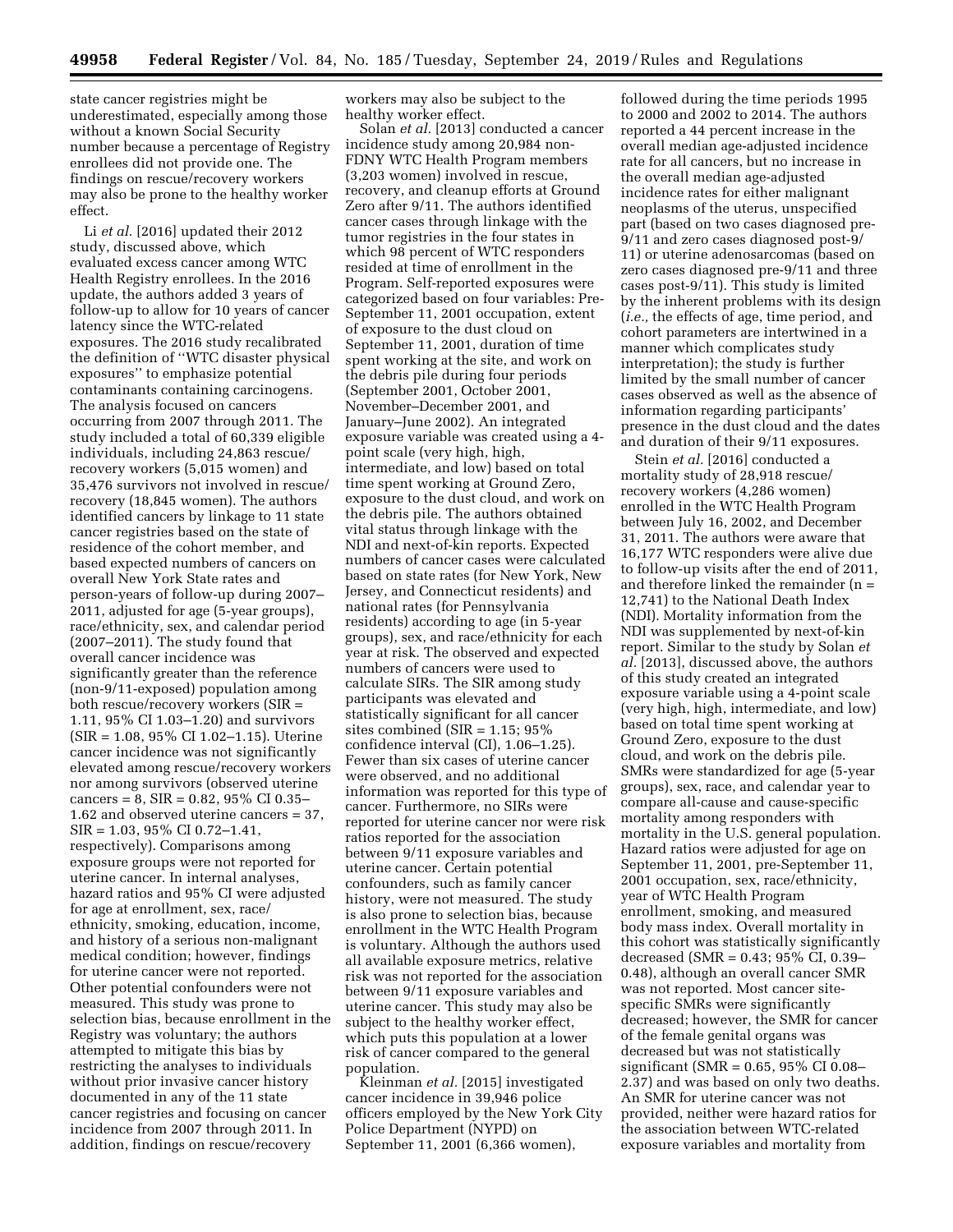state cancer registries might be underestimated, especially among those without a known Social Security number because a percentage of Registry enrollees did not provide one. The findings on rescue/recovery workers may also be prone to the healthy worker effect.

Li *et al.* [2016] updated their 2012 study, discussed above, which evaluated excess cancer among WTC Health Registry enrollees. In the 2016 update, the authors added 3 years of follow-up to allow for 10 years of cancer latency since the WTC-related exposures. The 2016 study recalibrated the definition of ''WTC disaster physical exposures'' to emphasize potential contaminants containing carcinogens. The analysis focused on cancers occurring from 2007 through 2011. The study included a total of 60,339 eligible individuals, including 24,863 rescue/recovery workers (5,015 women) and 35,476 survivors not involved in rescue/recovery (18,845 women). The authors identified cancers by linkage to 11 state cancer registries based on the state of residence of the cohort member, and based expected numbers of cancers on overall New York State rates and person-years of follow-up during 2007–2011, adjusted for age (5-year groups), race/ethnicity, sex, and calendar period (2007–2011). The study found that overall cancer incidence was significantly greater than the reference (non-9/11-exposed) population among both rescue/recovery workers (SIR = 1.11, 95% CI 1.03–1.20) and survivors (SIR = 1.08, 95% CI 1.02–1.15). Uterine cancer incidence was not significantly elevated among rescue/recovery workers nor among survivors (observed uterine cancers = 8, SIR = 0.82, 95% CI 0.35–1.62 and observed uterine cancers = 37, SIR = 1.03, 95% CI 0.72–1.41, respectively). Comparisons among exposure groups were not reported for uterine cancer. In internal analyses, hazard ratios and 95% CI were adjusted for age at enrollment, sex, race/ethnicity, smoking, education, income, and history of a serious non-malignant medical condition; however, findings for uterine cancer were not reported. Other potential confounders were not measured. This study was prone to selection bias, because enrollment in the Registry was voluntary; the authors attempted to mitigate this bias by restricting the analyses to individuals without prior invasive cancer history documented in any of the 11 state cancer registries and focusing on cancer incidence from 2007 through 2011. In addition, findings on rescue/recovery workers may also be subject to the healthy worker effect.

Solan *et al.* [2013] conducted a cancer incidence study among 20,984 non-FDNY WTC Health Program members (3,203 women) involved in rescue, recovery, and cleanup efforts at Ground Zero after 9/11. The authors identified cancer cases through linkage with the tumor registries in the four states in which 98 percent of WTC responders resided at time of enrollment in the Program. Self-reported exposures were categorized based on four variables: Pre-September 11, 2001 occupation, extent of exposure to the dust cloud on September 11, 2001, duration of time spent working at the site, and work on the debris pile during four periods (September 2001, October 2001, November–December 2001, and January–June 2002). An integrated exposure variable was created using a 4-point scale (very high, high, intermediate, and low) based on total time spent working at Ground Zero, exposure to the dust cloud, and work on the debris pile. The authors obtained vital status through linkage with the NDI and next-of-kin reports. Expected numbers of cancer cases were calculated based on state rates (for New York, New Jersey, and Connecticut residents) and national rates (for Pennsylvania residents) according to age (in 5-year groups), sex, and race/ethnicity for each year at risk. The observed and expected numbers of cancers were used to calculate SIRs. The SIR among study participants was elevated and statistically significant for all cancer sites combined (SIR = 1.15; 95% confidence interval (CI), 1.06–1.25). Fewer than six cases of uterine cancer were observed, and no additional information was reported for this type of cancer. Furthermore, no SIRs were reported for uterine cancer nor were risk ratios reported for the association between 9/11 exposure variables and uterine cancer. Certain potential confounders, such as family cancer history, were not measured. The study is also prone to selection bias, because enrollment in the WTC Health Program is voluntary. Although the authors used all available exposure metrics, relative risk was not reported for the association between 9/11 exposure variables and uterine cancer. This study may also be subject to the healthy worker effect, which puts this population at a lower risk of cancer compared to the general population.

Kleinman *et al.* [2015] investigated cancer incidence in 39,946 police officers employed by the New York City Police Department (NYPD) on September 11, 2001 (6,366 women), followed during the time periods 1995 to 2000 and 2002 to 2014. The authors reported a 44 percent increase in the overall median age-adjusted incidence rate for all cancers, but no increase in the overall median age-adjusted incidence rates for either malignant neoplasms of the uterus, unspecified part (based on two cases diagnosed pre-9/11 and zero cases diagnosed post-9/11) or uterine adenosarcomas (based on zero cases diagnosed pre-9/11 and three cases post-9/11). This study is limited by the inherent problems with its design (*i.e.,* the effects of age, time period, and cohort parameters are intertwined in a manner which complicates study interpretation); the study is further limited by the small number of cancer cases observed as well as the absence of information regarding participants' presence in the dust cloud and the dates and duration of their 9/11 exposures.

Stein *et al.* [2016] conducted a mortality study of 28,918 rescue/recovery workers (4,286 women) enrolled in the WTC Health Program between July 16, 2002, and December 31, 2011. The authors were aware that 16,177 WTC responders were alive due to follow-up visits after the end of 2011, and therefore linked the remainder (n = 12,741) to the National Death Index (NDI). Mortality information from the NDI was supplemented by next-of-kin report. Similar to the study by Solan *et al.* [2013], discussed above, the authors of this study created an integrated exposure variable using a 4-point scale (very high, high, intermediate, and low) based on total time spent working at Ground Zero, exposure to the dust cloud, and work on the debris pile. SMRs were standardized for age (5-year groups), sex, race, and calendar year to compare all-cause and cause-specific mortality among responders with mortality in the U.S. general population. Hazard ratios were adjusted for age on September 11, 2001, pre-September 11, 2001 occupation, sex, race/ethnicity, year of WTC Health Program enrollment, smoking, and measured body mass index. Overall mortality in this cohort was statistically significantly decreased (SMR = 0.43; 95% CI, 0.39–0.48), although an overall cancer SMR was not reported. Most cancer site-specific SMRs were significantly decreased; however, the SMR for cancer of the female genital organs was decreased but was not statistically significant (SMR = 0.65, 95% CI 0.08–2.37) and was based on only two deaths. An SMR for uterine cancer was not provided, neither were hazard ratios for the association between WTC-related exposure variables and mortality from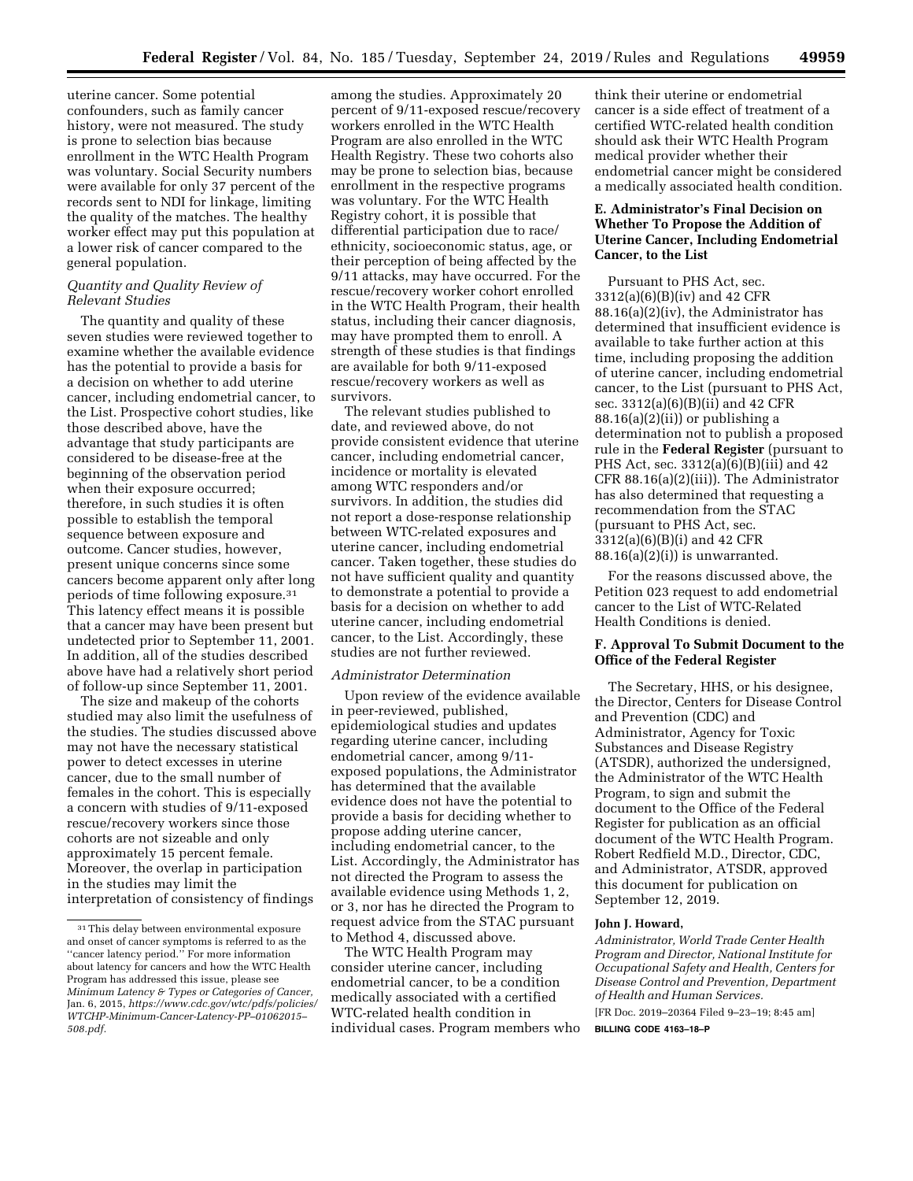uterine cancer. Some potential confounders, such as family cancer history, were not measured. The study is prone to selection bias because enrollment in the WTC Health Program was voluntary. Social Security numbers were available for only 37 percent of the records sent to NDI for linkage, limiting the quality of the matches. The healthy worker effect may put this population at a lower risk of cancer compared to the general population.

*Quantity and Quality Review of Relevant Studies*

The quantity and quality of these seven studies were reviewed together to examine whether the available evidence has the potential to provide a basis for a decision on whether to add uterine cancer, including endometrial cancer, to the List. Prospective cohort studies, like those described above, have the advantage that study participants are considered to be disease-free at the beginning of the observation period when their exposure occurred; therefore, in such studies it is often possible to establish the temporal sequence between exposure and outcome. Cancer studies, however, present unique concerns since some cancers become apparent only after long periods of time following exposure.[31] This latency effect means it is possible that a cancer may have been present but undetected prior to September 11, 2001. In addition, all of the studies described above have had a relatively short period of follow-up since September 11, 2001.

The size and makeup of the cohorts studied may also limit the usefulness of the studies. The studies discussed above may not have the necessary statistical power to detect excesses in uterine cancer, due to the small number of females in the cohort. This is especially a concern with studies of 9/11-exposed rescue/recovery workers since those cohorts are not sizeable and only approximately 15 percent female. Moreover, the overlap in participation in the studies may limit the interpretation of consistency of findings among the studies. Approximately 20 percent of 9/11-exposed rescue/recovery workers enrolled in the WTC Health Program are also enrolled in the WTC Health Registry. These two cohorts also may be prone to selection bias, because enrollment in the respective programs was voluntary. For the WTC Health Registry cohort, it is possible that differential participation due to race/ethnicity, socioeconomic status, age, or their perception of being affected by the 9/11 attacks, may have occurred. For the rescue/recovery worker cohort enrolled in the WTC Health Program, their health status, including their cancer diagnosis, may have prompted them to enroll. A strength of these studies is that findings are available for both 9/11-exposed rescue/recovery workers as well as survivors.

The relevant studies published to date, and reviewed above, do not provide consistent evidence that uterine cancer, including endometrial cancer, incidence or mortality is elevated among WTC responders and/or survivors. In addition, the studies did not report a dose-response relationship between WTC-related exposures and uterine cancer, including endometrial cancer. Taken together, these studies do not have sufficient quality and quantity to demonstrate a potential to provide a basis for a decision on whether to add uterine cancer, including endometrial cancer, to the List. Accordingly, these studies are not further reviewed.

*Administrator Determination*

Upon review of the evidence available in peer-reviewed, published, epidemiological studies and updates regarding uterine cancer, including endometrial cancer, among 9/11-exposed populations, the Administrator has determined that the available evidence does not have the potential to provide a basis for deciding whether to propose adding uterine cancer, including endometrial cancer, to the List. Accordingly, the Administrator has not directed the Program to assess the available evidence using Methods 1, 2, or 3, nor has he directed the Program to request advice from the STAC pursuant to Method 4, discussed above.

The WTC Health Program may consider uterine cancer, including endometrial cancer, to be a condition medically associated with a certified WTC-related health condition in individual cases. Program members who think their uterine or endometrial cancer is a side effect of treatment of a certified WTC-related health condition should ask their WTC Health Program medical provider whether their endometrial cancer might be considered a medically associated health condition.

### E. Administrator's Final Decision on Whether To Propose the Addition of Uterine Cancer, Including Endometrial Cancer, to the List

Pursuant to PHS Act, sec. 3312(a)(6)(B)(iv) and 42 CFR 88.16(a)(2)(iv), the Administrator has determined that insufficient evidence is available to take further action at this time, including proposing the addition of uterine cancer, including endometrial cancer, to the List (pursuant to PHS Act, sec. 3312(a)(6)(B)(ii) and 42 CFR 88.16(a)(2)(ii)) or publishing a determination not to publish a proposed rule in the **Federal Register** (pursuant to PHS Act, sec. 3312(a)(6)(B)(iii) and 42 CFR 88.16(a)(2)(iii)). The Administrator has also determined that requesting a recommendation from the STAC (pursuant to PHS Act, sec. 3312(a)(6)(B)(i) and 42 CFR 88.16(a)(2)(i)) is unwarranted.

For the reasons discussed above, the Petition 023 request to add endometrial cancer to the List of WTC-Related Health Conditions is denied.

### F. Approval To Submit Document to the Office of the Federal Register

The Secretary, HHS, or his designee, the Director, Centers for Disease Control and Prevention (CDC) and Administrator, Agency for Toxic Substances and Disease Registry (ATSDR), authorized the undersigned, the Administrator of the WTC Health Program, to sign and submit the document to the Office of the Federal Register for publication as an official document of the WTC Health Program. Robert Redfield M.D., Director, CDC, and Administrator, ATSDR, approved this document for publication on September 12, 2019.

**John J. Howard,**

*Administrator, World Trade Center Health Program and Director, National Institute for Occupational Safety and Health, Centers for Disease Control and Prevention, Department of Health and Human Services.*

[FR Doc. 2019–20364 Filed 9–23–19; 8:45 am]

**BILLING CODE 4163–18–P**

---

[31] This delay between environmental exposure and onset of cancer symptoms is referred to as the ''cancer latency period.'' For more information about latency for cancers and how the WTC Health Program has addressed this issue, please see *Minimum Latency & Types or Categories of Cancer,* Jan. 6, 2015, *https://www.cdc.gov/wtc/pdfs/policies/WTCHP-Minimum-Cancer-Latency-PP–01062015–508.pdf.*